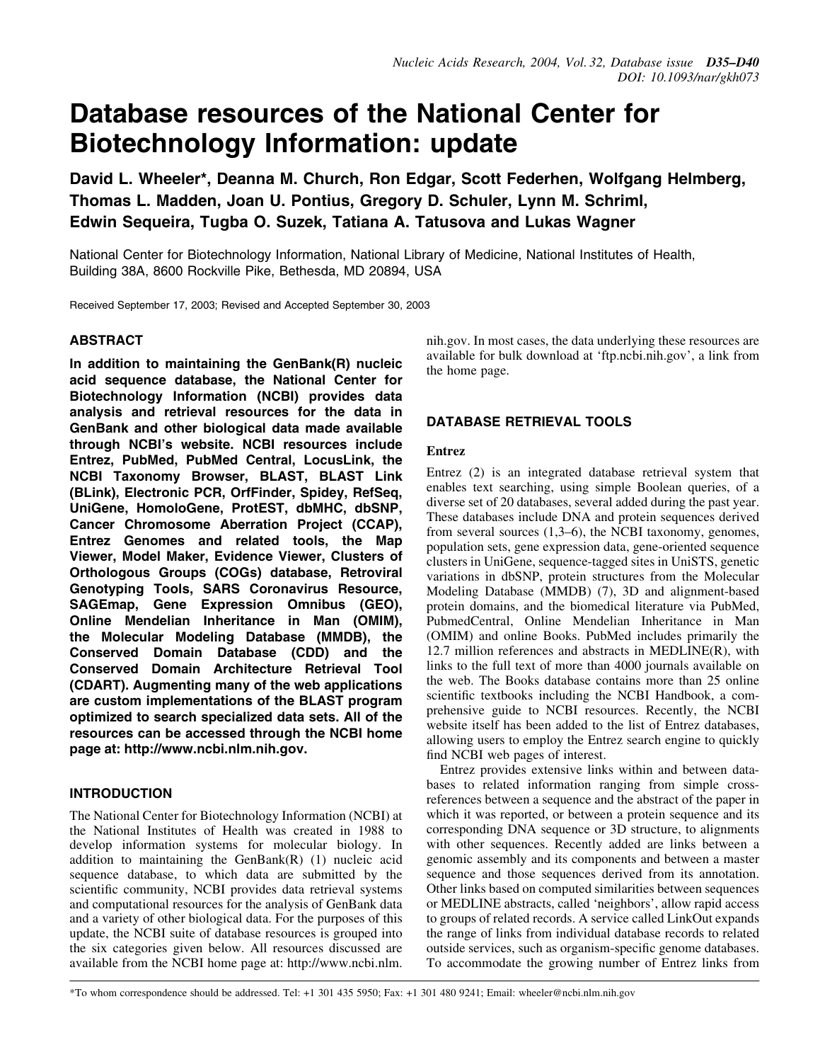# Database resources of the National Center for Biotechnology Information: update

**David L. Wheeler\*, Deanna M. Church, Ron Edgar, Scott Federhen, Wolfgang Helmberg, Thomas L. Madden, Joan U. Pontius, Gregory D. Schuler, Lynn M. Schriml, Edwin Sequeira, Tugba O. Suzek, Tatiana A. Tatusova and Lukas Wagner**

National Center for Biotechnology Information, National Library of Medicine, National Institutes of Health, Building 38A, 8600 Rockville Pike, Bethesda, MD 20894, USA

Received September 17, 2003; Revised and Accepted September 30, 2003

## ABSTRACT

**In addition to maintaining the GenBank(R) nucleic acid sequence database, the National Center for Biotechnology Information (NCBI) provides data analysis and retrieval resources for the data in GenBank and other biological data made available through NCBI's website. NCBI resources include Entrez, PubMed, PubMed Central, LocusLink, the NCBI Taxonomy Browser, BLAST, BLAST Link (BLink), Electronic PCR, OrfFinder, Spidey, RefSeq, UniGene, HomoloGene, ProtEST, dbMHC, dbSNP, Cancer Chromosome Aberration Project (CCAP), Entrez Genomes and related tools, the Map Viewer, Model Maker, Evidence Viewer, Clusters of Orthologous Groups (COGs) database, Retroviral Genotyping Tools, SARS Coronavirus Resource, SAGEmap, Gene Expression Omnibus (GEO), Online Mendelian Inheritance in Man (OMIM), the Molecular Modeling Database (MMDB), the Conserved Domain Database (CDD) and the Conserved Domain Architecture Retrieval Tool (CDART). Augmenting many of the web applications are custom implementations of the BLAST program optimized to search specialized data sets. All of the resources can be accessed through the NCBI home page at: http://www.ncbi.nlm.nih.gov.**

## INTRODUCTION

The National Center for Biotechnology Information (NCBI) at the National Institutes of Health was created in 1988 to develop information systems for molecular biology. In addition to maintaining the GenBank(R) (1) nucleic acid sequence database, to which data are submitted by the scientific community, NCBI provides data retrieval systems and computational resources for the analysis of GenBank data and a variety of other biological data. For the purposes of this update, the NCBI suite of database resources is grouped into the six categories given below. All resources discussed are available from the NCBI home page at: http://www.ncbi.nlm.nih.gov. In most cases, the data underlying these resources are available for bulk download at 'ftp.ncbi.nih.gov', a link from the home page.

## DATABASE RETRIEVAL TOOLS

### Entrez

Entrez (2) is an integrated database retrieval system that enables text searching, using simple Boolean queries, of a diverse set of 20 databases, several added during the past year. These databases include DNA and protein sequences derived from several sources (1,3–6), the NCBI taxonomy, genomes, population sets, gene expression data, gene-oriented sequence clusters in UniGene, sequence-tagged sites in UniSTS, genetic variations in dbSNP, protein structures from the Molecular Modeling Database (MMDB) (7), 3D and alignment-based protein domains, and the biomedical literature via PubMed, PubmedCentral, Online Mendelian Inheritance in Man (OMIM) and online Books. PubMed includes primarily the 12.7 million references and abstracts in MEDLINE(R), with links to the full text of more than 4000 journals available on the web. The Books database contains more than 25 online scientific textbooks including the NCBI Handbook, a comprehensive guide to NCBI resources. Recently, the NCBI website itself has been added to the list of Entrez databases, allowing users to employ the Entrez search engine to quickly find NCBI web pages of interest.

Entrez provides extensive links within and between databases to related information ranging from simple cross-references between a sequence and the abstract of the paper in which it was reported, or between a protein sequence and its corresponding DNA sequence or 3D structure, to alignments with other sequences. Recently added are links between a genomic assembly and its components and between a master sequence and those sequences derived from its annotation. Other links based on computed similarities between sequences or MEDLINE abstracts, called 'neighbors', allow rapid access to groups of related records. A service called LinkOut expands the range of links from individual database records to related outside services, such as organism-specific genome databases. To accommodate the growing number of Entrez links from

\*To whom correspondence should be addressed. Tel: +1 301 435 5950; Fax: +1 301 480 9241; Email: wheeler@ncbi.nlm.nih.gov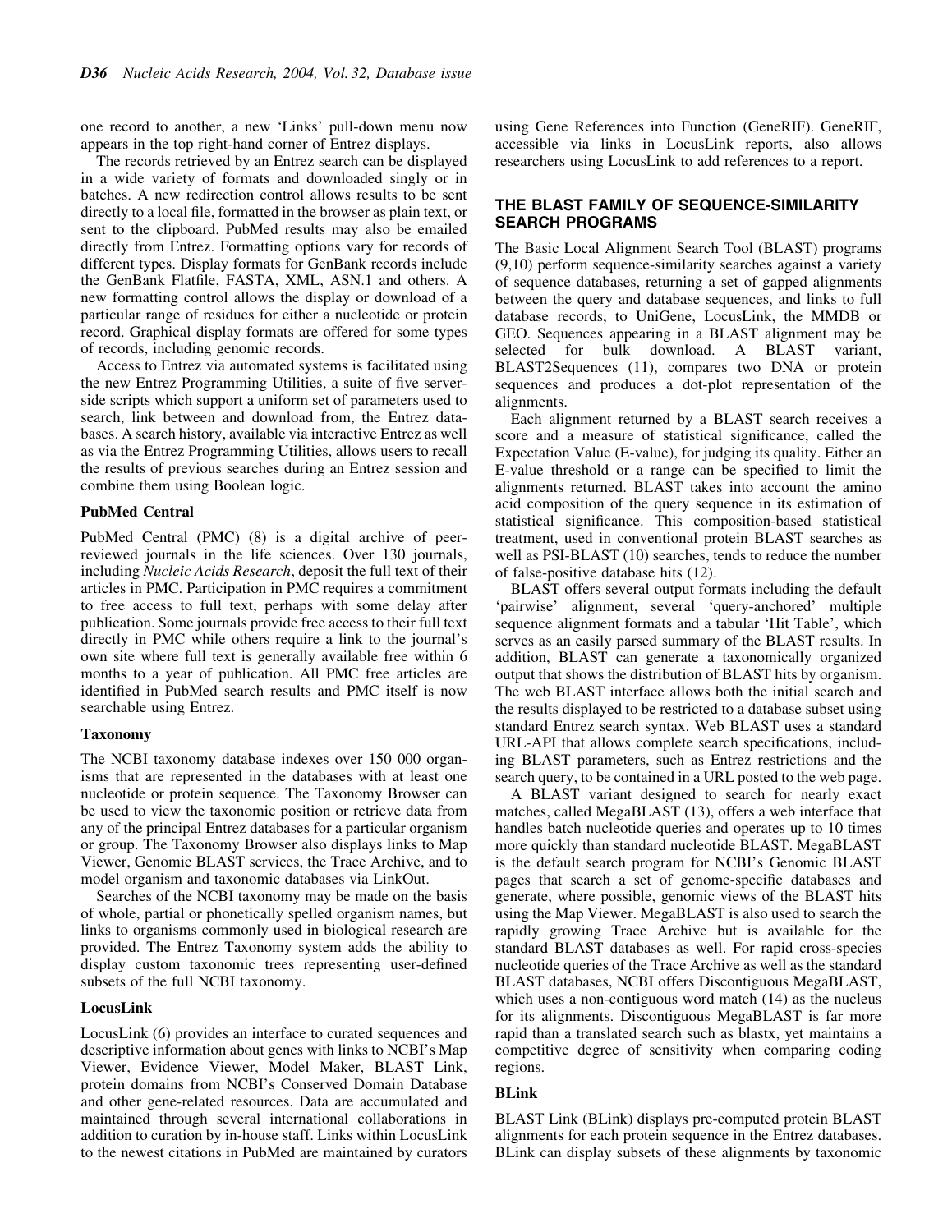one record to another, a new 'Links' pull-down menu now appears in the top right-hand corner of Entrez displays.

The records retrieved by an Entrez search can be displayed in a wide variety of formats and downloaded singly or in batches. A new redirection control allows results to be sent directly to a local file, formatted in the browser as plain text, or sent to the clipboard. PubMed results may also be emailed directly from Entrez. Formatting options vary for records of different types. Display formats for GenBank records include the GenBank Flatfile, FASTA, XML, ASN.1 and others. A new formatting control allows the display or download of a particular range of residues for either a nucleotide or protein record. Graphical display formats are offered for some types of records, including genomic records.

Access to Entrez via automated systems is facilitated using the new Entrez Programming Utilities, a suite of five server-side scripts which support a uniform set of parameters used to search, link between and download from, the Entrez databases. A search history, available via interactive Entrez as well as via the Entrez Programming Utilities, allows users to recall the results of previous searches during an Entrez session and combine them using Boolean logic.

### PubMed Central

PubMed Central (PMC) (8) is a digital archive of peer-reviewed journals in the life sciences. Over 130 journals, including *Nucleic Acids Research*, deposit the full text of their articles in PMC. Participation in PMC requires a commitment to free access to full text, perhaps with some delay after publication. Some journals provide free access to their full text directly in PMC while others require a link to the journal's own site where full text is generally available free within 6 months to a year of publication. All PMC free articles are identified in PubMed search results and PMC itself is now searchable using Entrez.

### Taxonomy

The NCBI taxonomy database indexes over 150 000 organisms that are represented in the databases with at least one nucleotide or protein sequence. The Taxonomy Browser can be used to view the taxonomic position or retrieve data from any of the principal Entrez databases for a particular organism or group. The Taxonomy Browser also displays links to Map Viewer, Genomic BLAST services, the Trace Archive, and to model organism and taxonomic databases via LinkOut.

Searches of the NCBI taxonomy may be made on the basis of whole, partial or phonetically spelled organism names, but links to organisms commonly used in biological research are provided. The Entrez Taxonomy system adds the ability to display custom taxonomic trees representing user-defined subsets of the full NCBI taxonomy.

### LocusLink

LocusLink (6) provides an interface to curated sequences and descriptive information about genes with links to NCBI's Map Viewer, Evidence Viewer, Model Maker, BLAST Link, protein domains from NCBI's Conserved Domain Database and other gene-related resources. Data are accumulated and maintained through several international collaborations in addition to curation by in-house staff. Links within LocusLink to the newest citations in PubMed are maintained by curators using Gene References into Function (GeneRIF). GeneRIF, accessible via links in LocusLink reports, also allows researchers using LocusLink to add references to a report.

## THE BLAST FAMILY OF SEQUENCE-SIMILARITY SEARCH PROGRAMS

The Basic Local Alignment Search Tool (BLAST) programs (9,10) perform sequence-similarity searches against a variety of sequence databases, returning a set of gapped alignments between the query and database sequences, and links to full database records, to UniGene, LocusLink, the MMDB or GEO. Sequences appearing in a BLAST alignment may be selected for bulk download. A BLAST variant, BLAST2Sequences (11), compares two DNA or protein sequences and produces a dot-plot representation of the alignments.

Each alignment returned by a BLAST search receives a score and a measure of statistical significance, called the Expectation Value (E-value), for judging its quality. Either an E-value threshold or a range can be specified to limit the alignments returned. BLAST takes into account the amino acid composition of the query sequence in its estimation of statistical significance. This composition-based statistical treatment, used in conventional protein BLAST searches as well as PSI-BLAST (10) searches, tends to reduce the number of false-positive database hits (12).

BLAST offers several output formats including the default 'pairwise' alignment, several 'query-anchored' multiple sequence alignment formats and a tabular 'Hit Table', which serves as an easily parsed summary of the BLAST results. In addition, BLAST can generate a taxonomically organized output that shows the distribution of BLAST hits by organism. The web BLAST interface allows both the initial search and the results displayed to be restricted to a database subset using standard Entrez search syntax. Web BLAST uses a standard URL-API that allows complete search specifications, including BLAST parameters, such as Entrez restrictions and the search query, to be contained in a URL posted to the web page.

A BLAST variant designed to search for nearly exact matches, called MegaBLAST (13), offers a web interface that handles batch nucleotide queries and operates up to 10 times more quickly than standard nucleotide BLAST. MegaBLAST is the default search program for NCBI's Genomic BLAST pages that search a set of genome-specific databases and generate, where possible, genomic views of the BLAST hits using the Map Viewer. MegaBLAST is also used to search the rapidly growing Trace Archive but is available for the standard BLAST databases as well. For rapid cross-species nucleotide queries of the Trace Archive as well as the standard BLAST databases, NCBI offers Discontiguous MegaBLAST, which uses a non-contiguous word match (14) as the nucleus for its alignments. Discontiguous MegaBLAST is far more rapid than a translated search such as blastx, yet maintains a competitive degree of sensitivity when comparing coding regions.

### BLink

BLAST Link (BLink) displays pre-computed protein BLAST alignments for each protein sequence in the Entrez databases. BLink can display subsets of these alignments by taxonomic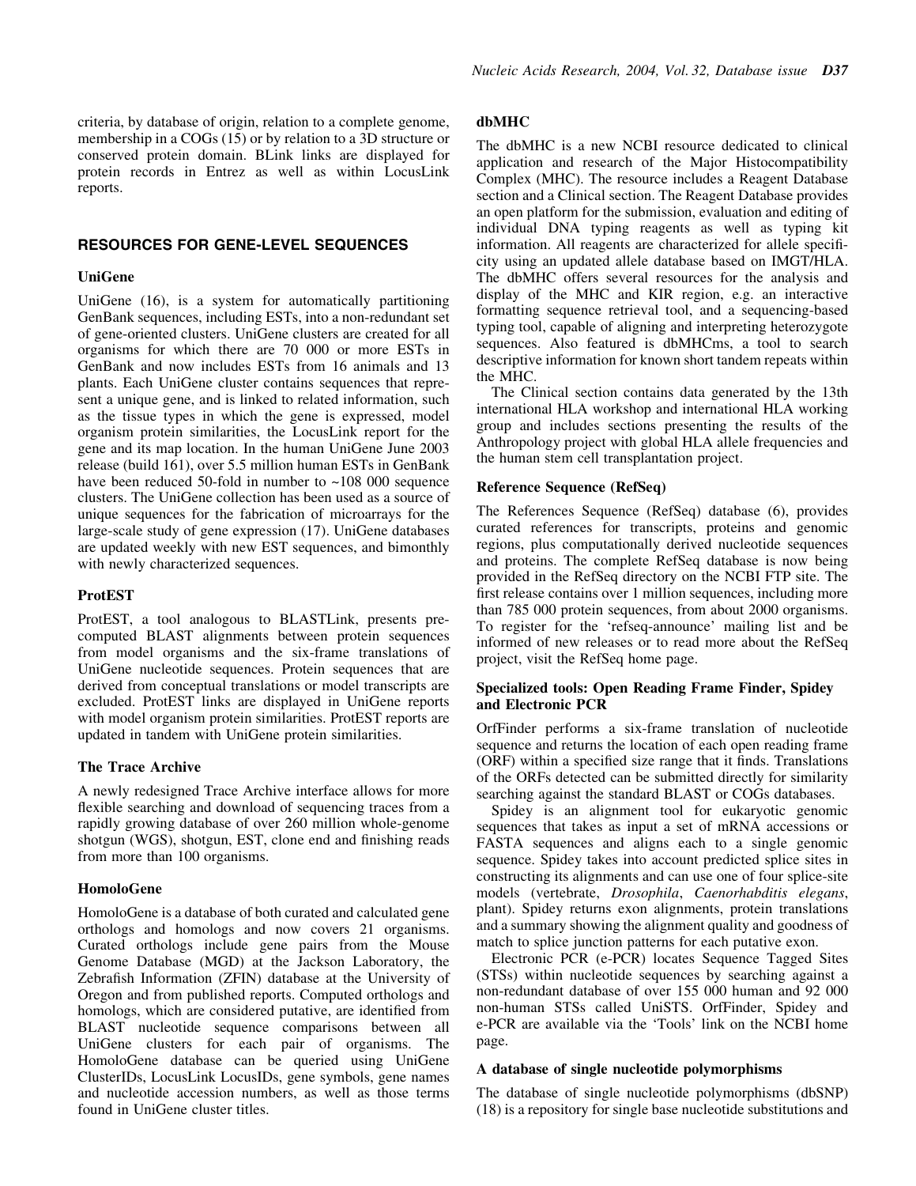criteria, by database of origin, relation to a complete genome, membership in a COGs (15) or by relation to a 3D structure or conserved protein domain. BLink links are displayed for protein records in Entrez as well as within LocusLink reports.

## RESOURCES FOR GENE-LEVEL SEQUENCES

### UniGene

UniGene (16), is a system for automatically partitioning GenBank sequences, including ESTs, into a non-redundant set of gene-oriented clusters. UniGene clusters are created for all organisms for which there are 70 000 or more ESTs in GenBank and now includes ESTs from 16 animals and 13 plants. Each UniGene cluster contains sequences that represent a unique gene, and is linked to related information, such as the tissue types in which the gene is expressed, model organism protein similarities, the LocusLink report for the gene and its map location. In the human UniGene June 2003 release (build 161), over 5.5 million human ESTs in GenBank have been reduced 50-fold in number to ~108 000 sequence clusters. The UniGene collection has been used as a source of unique sequences for the fabrication of microarrays for the large-scale study of gene expression (17). UniGene databases are updated weekly with new EST sequences, and bimonthly with newly characterized sequences.

### ProtEST

ProtEST, a tool analogous to BLASTLink, presents pre-computed BLAST alignments between protein sequences from model organisms and the six-frame translations of UniGene nucleotide sequences. Protein sequences that are derived from conceptual translations or model transcripts are excluded. ProtEST links are displayed in UniGene reports with model organism protein similarities. ProtEST reports are updated in tandem with UniGene protein similarities.

### The Trace Archive

A newly redesigned Trace Archive interface allows for more flexible searching and download of sequencing traces from a rapidly growing database of over 260 million whole-genome shotgun (WGS), shotgun, EST, clone end and finishing reads from more than 100 organisms.

### HomoloGene

HomoloGene is a database of both curated and calculated gene orthologs and homologs and now covers 21 organisms. Curated orthologs include gene pairs from the Mouse Genome Database (MGD) at the Jackson Laboratory, the Zebrafish Information (ZFIN) database at the University of Oregon and from published reports. Computed orthologs and homologs, which are considered putative, are identified from BLAST nucleotide sequence comparisons between all UniGene clusters for each pair of organisms. The HomoloGene database can be queried using UniGene ClusterIDs, LocusLink LocusIDs, gene symbols, gene names and nucleotide accession numbers, as well as those terms found in UniGene cluster titles.

### dbMHC

The dbMHC is a new NCBI resource dedicated to clinical application and research of the Major Histocompatibility Complex (MHC). The resource includes a Reagent Database section and a Clinical section. The Reagent Database provides an open platform for the submission, evaluation and editing of individual DNA typing reagents as well as typing kit information. All reagents are characterized for allele specificity using an updated allele database based on IMGT/HLA. The dbMHC offers several resources for the analysis and display of the MHC and KIR region, e.g. an interactive formatting sequence retrieval tool, and a sequencing-based typing tool, capable of aligning and interpreting heterozygote sequences. Also featured is dbMHCms, a tool to search descriptive information for known short tandem repeats within the MHC.

The Clinical section contains data generated by the 13th international HLA workshop and international HLA working group and includes sections presenting the results of the Anthropology project with global HLA allele frequencies and the human stem cell transplantation project.

### Reference Sequence (RefSeq)

The References Sequence (RefSeq) database (6), provides curated references for transcripts, proteins and genomic regions, plus computationally derived nucleotide sequences and proteins. The complete RefSeq database is now being provided in the RefSeq directory on the NCBI FTP site. The first release contains over 1 million sequences, including more than 785 000 protein sequences, from about 2000 organisms. To register for the 'refseq-announce' mailing list and be informed of new releases or to read more about the RefSeq project, visit the RefSeq home page.

### Specialized tools: Open Reading Frame Finder, Spidey and Electronic PCR

OrfFinder performs a six-frame translation of nucleotide sequence and returns the location of each open reading frame (ORF) within a specified size range that it finds. Translations of the ORFs detected can be submitted directly for similarity searching against the standard BLAST or COGs databases.

Spidey is an alignment tool for eukaryotic genomic sequences that takes as input a set of mRNA accessions or FASTA sequences and aligns each to a single genomic sequence. Spidey takes into account predicted splice sites in constructing its alignments and can use one of four splice-site models (vertebrate, *Drosophila*, *Caenorhabditis elegans*, plant). Spidey returns exon alignments, protein translations and a summary showing the alignment quality and goodness of match to splice junction patterns for each putative exon.

Electronic PCR (e-PCR) locates Sequence Tagged Sites (STSs) within nucleotide sequences by searching against a non-redundant database of over 155 000 human and 92 000 non-human STSs called UniSTS. OrfFinder, Spidey and e-PCR are available via the 'Tools' link on the NCBI home page.

### A database of single nucleotide polymorphisms

The database of single nucleotide polymorphisms (dbSNP) (18) is a repository for single base nucleotide substitutions and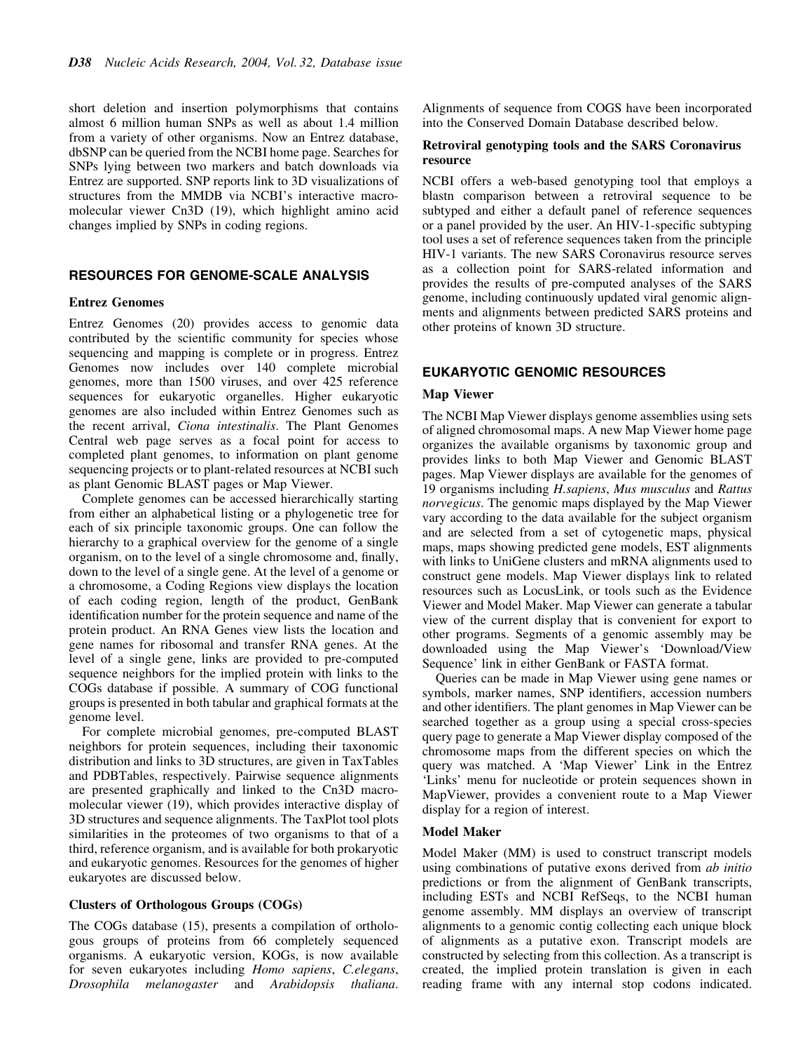short deletion and insertion polymorphisms that contains almost 6 million human SNPs as well as about 1.4 million from a variety of other organisms. Now an Entrez database, dbSNP can be queried from the NCBI home page. Searches for SNPs lying between two markers and batch downloads via Entrez are supported. SNP reports link to 3D visualizations of structures from the MMDB via NCBI's interactive macromolecular viewer Cn3D (19), which highlight amino acid changes implied by SNPs in coding regions.

## RESOURCES FOR GENOME-SCALE ANALYSIS

### Entrez Genomes

Entrez Genomes (20) provides access to genomic data contributed by the scientific community for species whose sequencing and mapping is complete or in progress. Entrez Genomes now includes over 140 complete microbial genomes, more than 1500 viruses, and over 425 reference sequences for eukaryotic organelles. Higher eukaryotic genomes are also included within Entrez Genomes such as the recent arrival, *Ciona intestinalis*. The Plant Genomes Central web page serves as a focal point for access to completed plant genomes, to information on plant genome sequencing projects or to plant-related resources at NCBI such as plant Genomic BLAST pages or Map Viewer.

Complete genomes can be accessed hierarchically starting from either an alphabetical listing or a phylogenetic tree for each of six principle taxonomic groups. One can follow the hierarchy to a graphical overview for the genome of a single organism, on to the level of a single chromosome and, finally, down to the level of a single gene. At the level of a genome or a chromosome, a Coding Regions view displays the location of each coding region, length of the product, GenBank identification number for the protein sequence and name of the protein product. An RNA Genes view lists the location and gene names for ribosomal and transfer RNA genes. At the level of a single gene, links are provided to pre-computed sequence neighbors for the implied protein with links to the COGs database if possible. A summary of COG functional groups is presented in both tabular and graphical formats at the genome level.

For complete microbial genomes, pre-computed BLAST neighbors for protein sequences, including their taxonomic distribution and links to 3D structures, are given in TaxTables and PDBTables, respectively. Pairwise sequence alignments are presented graphically and linked to the Cn3D macromolecular viewer (19), which provides interactive display of 3D structures and sequence alignments. The TaxPlot tool plots similarities in the proteomes of two organisms to that of a third, reference organism, and is available for both prokaryotic and eukaryotic genomes. Resources for the genomes of higher eukaryotes are discussed below.

### Clusters of Orthologous Groups (COGs)

The COGs database (15), presents a compilation of orthologous groups of proteins from 66 completely sequenced organisms. A eukaryotic version, KOGs, is now available for seven eukaryotes including *Homo sapiens*, *C.elegans*, *Drosophila melanogaster* and *Arabidopsis thaliana*. Alignments of sequence from COGS have been incorporated into the Conserved Domain Database described below.

### Retroviral genotyping tools and the SARS Coronavirus resource

NCBI offers a web-based genotyping tool that employs a blastn comparison between a retroviral sequence to be subtyped and either a default panel of reference sequences or a panel provided by the user. An HIV-1-specific subtyping tool uses a set of reference sequences taken from the principle HIV-1 variants. The new SARS Coronavirus resource serves as a collection point for SARS-related information and provides the results of pre-computed analyses of the SARS genome, including continuously updated viral genomic alignments and alignments between predicted SARS proteins and other proteins of known 3D structure.

## EUKARYOTIC GENOMIC RESOURCES

### Map Viewer

The NCBI Map Viewer displays genome assemblies using sets of aligned chromosomal maps. A new Map Viewer home page organizes the available organisms by taxonomic group and provides links to both Map Viewer and Genomic BLAST pages. Map Viewer displays are available for the genomes of 19 organisms including *H.sapiens*, *Mus musculus* and *Rattus norvegicus*. The genomic maps displayed by the Map Viewer vary according to the data available for the subject organism and are selected from a set of cytogenetic maps, physical maps, maps showing predicted gene models, EST alignments with links to UniGene clusters and mRNA alignments used to construct gene models. Map Viewer displays link to related resources such as LocusLink, or tools such as the Evidence Viewer and Model Maker. Map Viewer can generate a tabular view of the current display that is convenient for export to other programs. Segments of a genomic assembly may be downloaded using the Map Viewer's 'Download/View Sequence' link in either GenBank or FASTA format.

Queries can be made in Map Viewer using gene names or symbols, marker names, SNP identifiers, accession numbers and other identifiers. The plant genomes in Map Viewer can be searched together as a group using a special cross-species query page to generate a Map Viewer display composed of the chromosome maps from the different species on which the query was matched. A 'Map Viewer' Link in the Entrez 'Links' menu for nucleotide or protein sequences shown in MapViewer, provides a convenient route to a Map Viewer display for a region of interest.

### Model Maker

Model Maker (MM) is used to construct transcript models using combinations of putative exons derived from *ab initio* predictions or from the alignment of GenBank transcripts, including ESTs and NCBI RefSeqs, to the NCBI human genome assembly. MM displays an overview of transcript alignments to a genomic contig collecting each unique block of alignments as a putative exon. Transcript models are constructed by selecting from this collection. As a transcript is created, the implied protein translation is given in each reading frame with any internal stop codons indicated.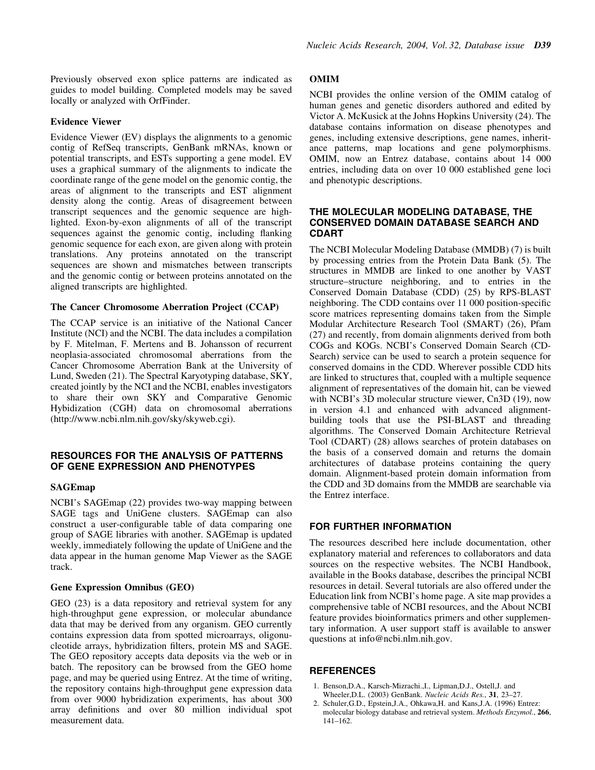Previously observed exon splice patterns are indicated as guides to model building. Completed models may be saved locally or analyzed with OrfFinder.

### Evidence Viewer

Evidence Viewer (EV) displays the alignments to a genomic contig of RefSeq transcripts, GenBank mRNAs, known or potential transcripts, and ESTs supporting a gene model. EV uses a graphical summary of the alignments to indicate the coordinate range of the gene model on the genomic contig, the areas of alignment to the transcripts and EST alignment density along the contig. Areas of disagreement between transcript sequences and the genomic sequence are highlighted. Exon-by-exon alignments of all of the transcript sequences against the genomic contig, including flanking genomic sequence for each exon, are given along with protein translations. Any proteins annotated on the transcript sequences are shown and mismatches between transcripts and the genomic contig or between proteins annotated on the aligned transcripts are highlighted.

### The Cancer Chromosome Aberration Project (CCAP)

The CCAP service is an initiative of the National Cancer Institute (NCI) and the NCBI. The data include a compilation by F. Mitelman, F. Mertens and B. Johansson of recurrent neoplasia-associated chromosomal aberrations from the Cancer Chromosome Aberration Bank at the University of Lund, Sweden (21). The Spectral Karyotyping database, SKY, created jointly by the NCI and the NCBI, enables investigators to share their own SKY and Comparative Genomic Hybidization (CGH) data on chromosomal aberrations (http://www.ncbi.nlm.nih.gov/sky/skyweb.cgi).

## RESOURCES FOR THE ANALYSIS OF PATTERNS OF GENE EXPRESSION AND PHENOTYPES

### SAGEmap

NCBI's SAGEmap (22) provides two-way mapping between SAGE tags and UniGene clusters. SAGEmap can also construct a user-configurable table of data comparing one group of SAGE libraries with another. SAGEmap is updated weekly, immediately following the update of UniGene and the data appear in the human genome Map Viewer as the SAGE track.

### Gene Expression Omnibus (GEO)

GEO (23) is a data repository and retrieval system for any high-throughput gene expression, or molecular abundance data that may be derived from any organism. GEO currently contains expression data from spotted microarrays, oligonucleotide arrays, hybridization filters, protein MS and SAGE. The GEO repository accepts data deposits via the web or in batch. The repository can be browsed from the GEO home page, and may be queried using Entrez. At the time of writing, the repository contains high-throughput gene expression data from over 9000 hybridization experiments, has about 300 array definitions and over 80 million individual spot measurement data.

### OMIM

NCBI provides the online version of the OMIM catalog of human genes and genetic disorders authored and edited by Victor A. McKusick at the Johns Hopkins University (24). The database contains information on disease phenotypes and genes, including extensive descriptions, gene names, inheritance patterns, map locations and gene polymorphisms. OMIM, now an Entrez database, contains about 14 000 entries, including data on over 10 000 established gene loci and phenotypic descriptions.

## THE MOLECULAR MODELING DATABASE, THE CONSERVED DOMAIN DATABASE SEARCH AND CDART

The NCBI Molecular Modeling Database (MMDB) (7) is built by processing entries from the Protein Data Bank (5). The structures in MMDB are linked to one another by VAST structure–structure neighboring, and to entries in the Conserved Domain Database (CDD) (25) by RPS-BLAST neighboring. The CDD contains over 11 000 position-specific score matrices representing domains taken from the Simple Modular Architecture Research Tool (SMART) (26), Pfam (27) and recently, from domain alignments derived from both COGs and KOGs. NCBI's Conserved Domain Search (CD-Search) service can be used to search a protein sequence for conserved domains in the CDD. Wherever possible CDD hits are linked to structures that, coupled with a multiple sequence alignment of representatives of the domain hit, can be viewed with NCBI's 3D molecular structure viewer, Cn3D (19), now in version 4.1 and enhanced with advanced alignment-building tools that use the PSI-BLAST and threading algorithms. The Conserved Domain Architecture Retrieval Tool (CDART) (28) allows searches of protein databases on the basis of a conserved domain and returns the domain architectures of database proteins containing the query domain. Alignment-based protein domain information from the CDD and 3D domains from the MMDB are searchable via the Entrez interface.

## FOR FURTHER INFORMATION

The resources described here include documentation, other explanatory material and references to collaborators and data sources on the respective websites. The NCBI Handbook, available in the Books database, describes the principal NCBI resources in detail. Several tutorials are also offered under the Education link from NCBI's home page. A site map provides a comprehensive table of NCBI resources, and the About NCBI feature provides bioinformatics primers and other supplementary information. A user support staff is available to answer questions at info@ncbi.nlm.nih.gov.

## REFERENCES

1. Benson,D.A., Karsch-Mizrachi.,I., Lipman,D.J., Ostell,J. and Wheeler,D.L. (2003) GenBank. *Nucleic Acids Res.*, **31**, 23–27.
2. Schuler,G.D., Epstein,J.A., Ohkawa,H. and Kans,J.A. (1996) Entrez: molecular biology database and retrieval system. *Methods Enzymol.*, **266**, 141–162.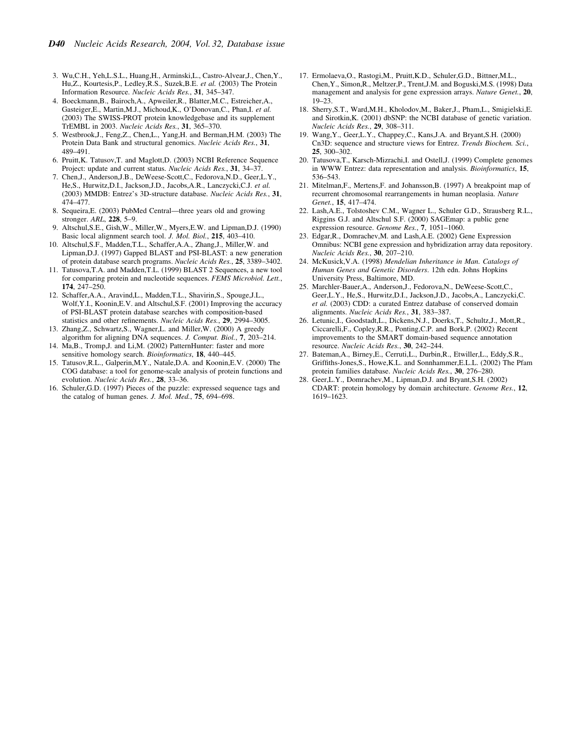3. Wu,C.H., Yeh,L.S.L., Huang,H., Arminski,L., Castro-Alvear,J., Chen,Y., Hu,Z., Kourtesis,P., Ledley,R.S., Suzek,B.E. *et al.* (2003) The Protein Information Resource. *Nucleic Acids Res.*, **31**, 345–347.
4. Boeckmann,B., Bairoch,A., Apweiler,R., Blatter,M.C., Estreicher,A., Gasteiger,E., Martin,M.J., Michoud,K., O'Donovan,C., Phan,I. *et al.* (2003) The SWISS-PROT protein knowledgebase and its supplement TrEMBL in 2003. *Nucleic Acids Res.*, **31**, 365–370.
5. Westbrook,J., Feng,Z., Chen,L., Yang,H. and Berman,H.M. (2003) The Protein Data Bank and structural genomics. *Nucleic Acids Res.*, **31**, 489–491.
6. Pruitt,K. Tatusov,T. and Maglott,D. (2003) NCBI Reference Sequence Project: update and current status. *Nucleic Acids Res.*, **31**, 34–37.
7. Chen,J., Anderson,J.B., DeWeese-Scott,C., Fedorova,N.D., Geer,L.Y., He,S., Hurwitz,D.I., Jackson,J.D., Jacobs,A.R., Lanczycki,C.J. *et al.* (2003) MMDB: Entrez's 3D-structure database. *Nucleic Acids Res.*, **31**, 474–477.
8. Sequeira,E. (2003) PubMed Central—three years old and growing stronger. *ARL*, **228**, 5–9.
9. Altschul,S.E., Gish,W., Miller,W., Myers,E.W. and Lipman,D.J. (1990) Basic local alignment search tool. *J. Mol. Biol.*, **215**, 403–410.
10. Altschul,S.F., Madden,T.L., Schaffer,A.A., Zhang,J., Miller,W. and Lipman,D.J. (1997) Gapped BLAST and PSI-BLAST: a new generation of protein database search programs. *Nucleic Acids Res.*, **25**, 3389–3402.
11. Tatusova,T.A. and Madden,T.L. (1999) BLAST 2 Sequences, a new tool for comparing protein and nucleotide sequences. *FEMS Microbiol. Lett.*, **174**, 247–250.
12. Schaffer,A.A., Aravind,L., Madden,T.L., Shavirin,S., Spouge,J.L., Wolf,Y.I., Koonin,E.V. and Altschul,S.F. (2001) Improving the accuracy of PSI-BLAST protein database searches with composition-based statistics and other refinements. *Nucleic Acids Res.*, **29**, 2994–3005.
13. Zhang,Z., Schwartz,S., Wagner,L. and Miller,W. (2000) A greedy algorithm for aligning DNA sequences. *J. Comput. Biol.*, **7**, 203–214.
14. Ma,B., Tromp,J. and Li,M. (2002) PatternHunter: faster and more sensitive homology search. *Bioinformatics*, **18**, 440–445.
15. Tatusov,R.L., Galperin,M.Y., Natale,D.A. and Koonin,E.V. (2000) The COG database: a tool for genome-scale analysis of protein functions and evolution. *Nucleic Acids Res.*, **28**, 33–36.
16. Schuler,G.D. (1997) Pieces of the puzzle: expressed sequence tags and the catalog of human genes. *J. Mol. Med.*, **75**, 694–698.
17. Ermolaeva,O., Rastogi,M., Pruitt,K.D., Schuler,G.D., Bittner,M.L., Chen,Y., Simon,R., Meltzer,P., Trent,J.M. and Boguski,M.S. (1998) Data management and analysis for gene expression arrays. *Nature Genet.*, **20**, 19–23.
18. Sherry,S.T., Ward,M.H., Kholodov,M., Baker,J., Pham,L., Smigielski,E. and Sirotkin,K. (2001) dbSNP: the NCBI database of genetic variation. *Nucleic Acids Res.*, **29**, 308–311.
19. Wang,Y., Geer,L.Y., Chappey,C., Kans,J.A. and Bryant,S.H. (2000) Cn3D: sequence and structure views for Entrez. *Trends Biochem. Sci.*, **25**, 300–302.
20. Tatusova,T., Karsch-Mizrachi,I. and Ostell,J. (1999) Complete genomes in WWW Entrez: data representation and analysis. *Bioinformatics*, **15**, 536–543.
21. Mitelman,F., Mertens,F. and Johansson,B. (1997) A breakpoint map of recurrent chromosomal rearrangements in human neoplasia. *Nature Genet.*, **15**, 417–474.
22. Lash,A.E., Tolstoshev C.M., Wagner L., Schuler G.D., Strausberg R.L., Riggins G.J. and Altschul S.F. (2000) SAGEmap: a public gene expression resource. *Genome Res.*, **7**, 1051–1060.
23. Edgar,R., Domrachev,M. and Lash,A.E. (2002) Gene Expression Omnibus: NCBI gene expression and hybridization array data repository. *Nucleic Acids Res.*, **30**, 207–210.
24. McKusick,V.A. (1998) *Mendelian Inheritance in Man. Catalogs of Human Genes and Genetic Disorders*. 12th edn. Johns Hopkins University Press, Baltimore, MD.
25. Marchler-Bauer,A., Anderson,J., Fedorova,N., DeWeese-Scott,C., Geer,L.Y., He,S., Hurwitz,D.I., Jackson,J.D., Jacobs,A., Lanczycki,C. *et al.* (2003) CDD: a curated Entrez database of conserved domain alignments. *Nucleic Acids Res.*, **31**, 383–387.
26. Letunic,I., Goodstadt,L., Dickens,N.J., Doerks,T., Schultz,J., Mott,R., Ciccarelli,F., Copley,R.R., Ponting,C.P. and Bork,P. (2002) Recent improvements to the SMART domain-based sequence annotation resource. *Nucleic Acids Res.*, **30**, 242–244.
27. Bateman,A., Birney,E., Cerruti,L., Durbin,R., Etwiller,L., Eddy,S.R., Griffiths-Jones,S., Howe,K.L. and Sonnhammer,E.L.L. (2002) The Pfam protein families database. *Nucleic Acids Res.*, **30**, 276–280.
28. Geer,L.Y., Domrachev,M., Lipman,D.J. and Bryant,S.H. (2002) CDART: protein homology by domain architecture. *Genome Res.*, **12**, 1619–1623.